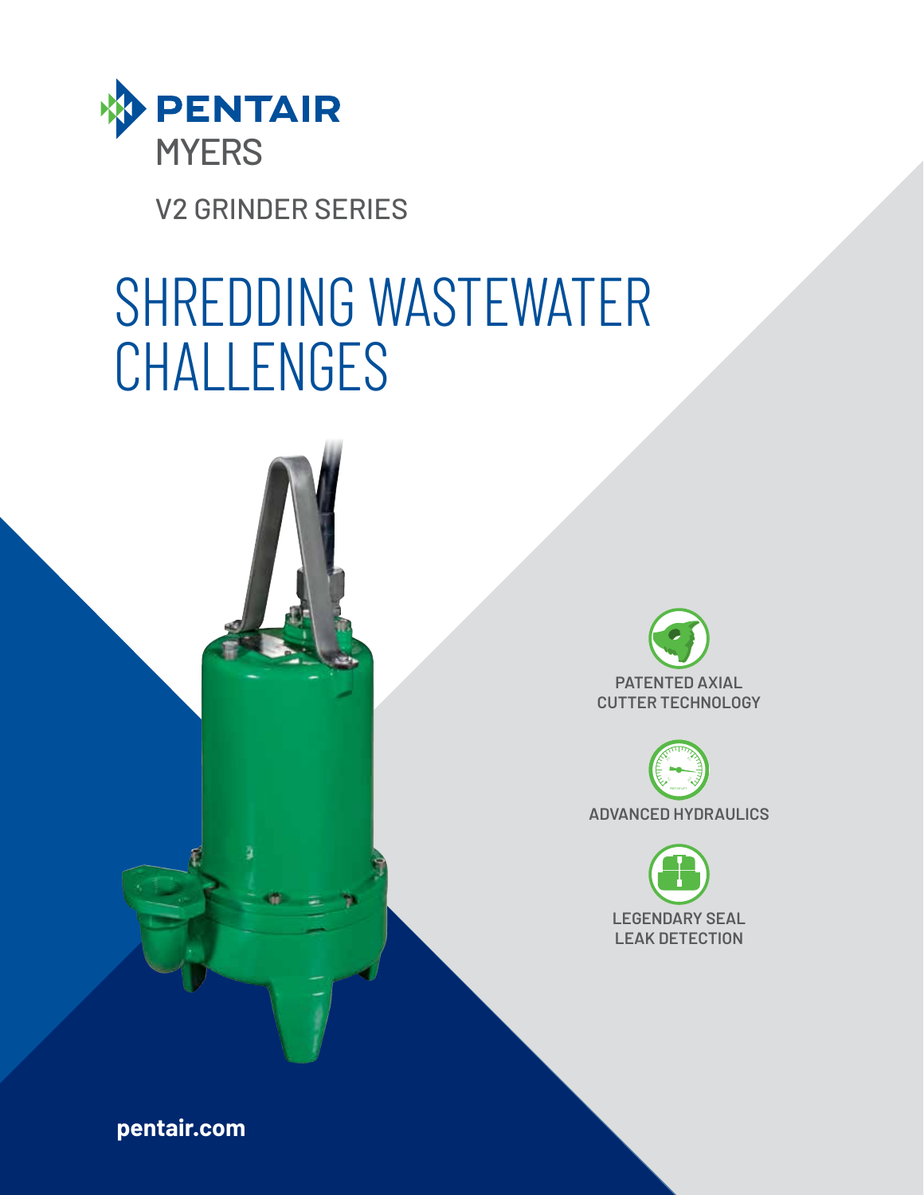PENTAIR

MYERS

V2 GRINDER SERIES

# SHREDDING WASTEWATER CHALLENGES

PATENTED AXIAL CUTTER TECHNOLOGY

ADVANCED HYDRAULICS

LEGENDARY SEAL LEAK DETECTION

pentair.com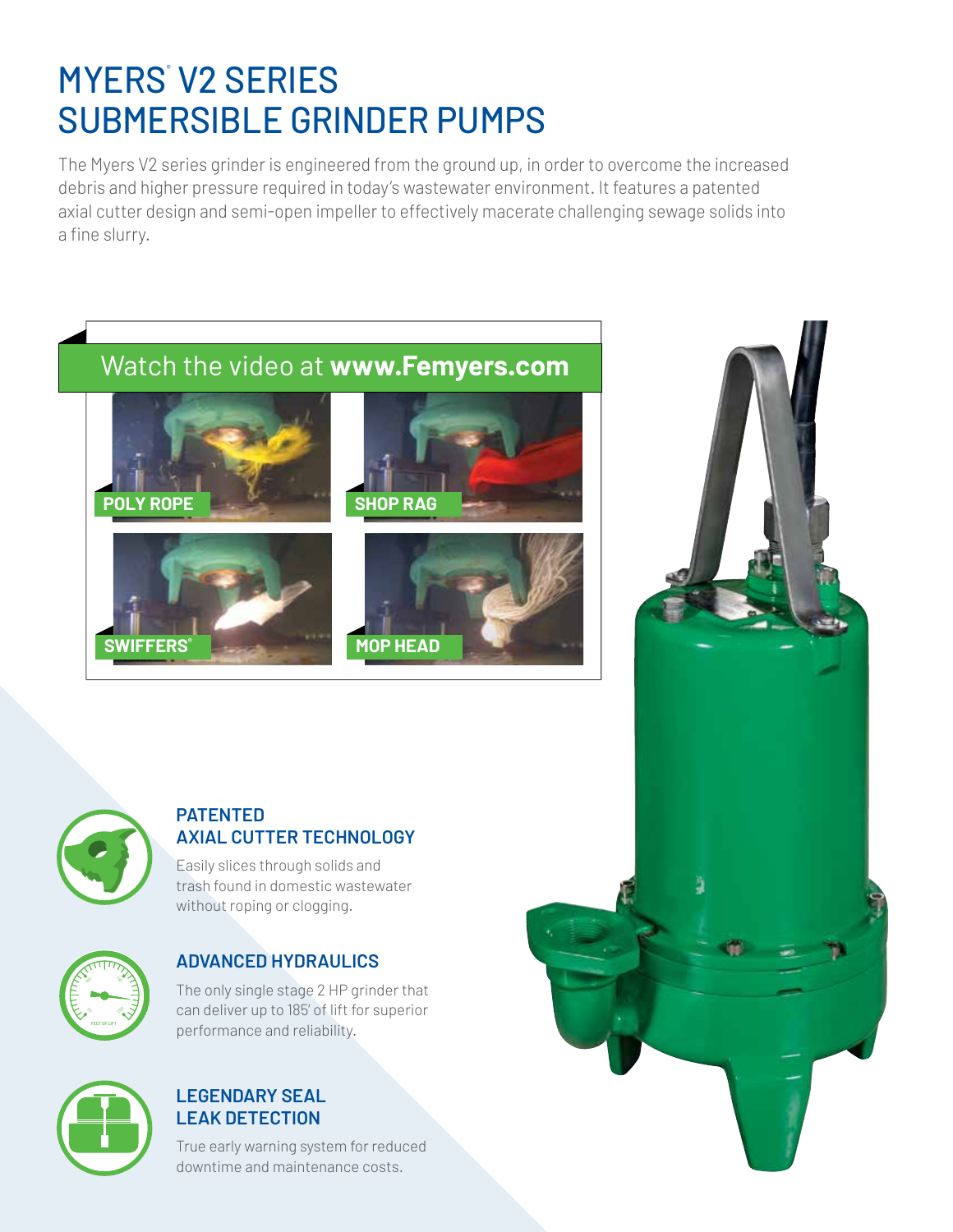# MYERS® V2 SERIES SUBMERSIBLE GRINDER PUMPS

The Myers V2 series grinder is engineered from the ground up, in order to overcome the increased debris and higher pressure required in today's wastewater environment. It features a patented axial cutter design and semi-open impeller to effectively macerate challenging sewage solids into a fine slurry.

Watch the video at **www.Femyers.com**

**POLY ROPE**

**SHOP RAG**

**SWIFFERS®**

**MOP HEAD**

### PATENTED AXIAL CUTTER TECHNOLOGY

Easily slices through solids and trash found in domestic wastewater without roping or clogging.

### ADVANCED HYDRAULICS

The only single stage 2 HP grinder that can deliver up to 185' of lift for superior performance and reliability.

### LEGENDARY SEAL LEAK DETECTION

True early warning system for reduced downtime and maintenance costs.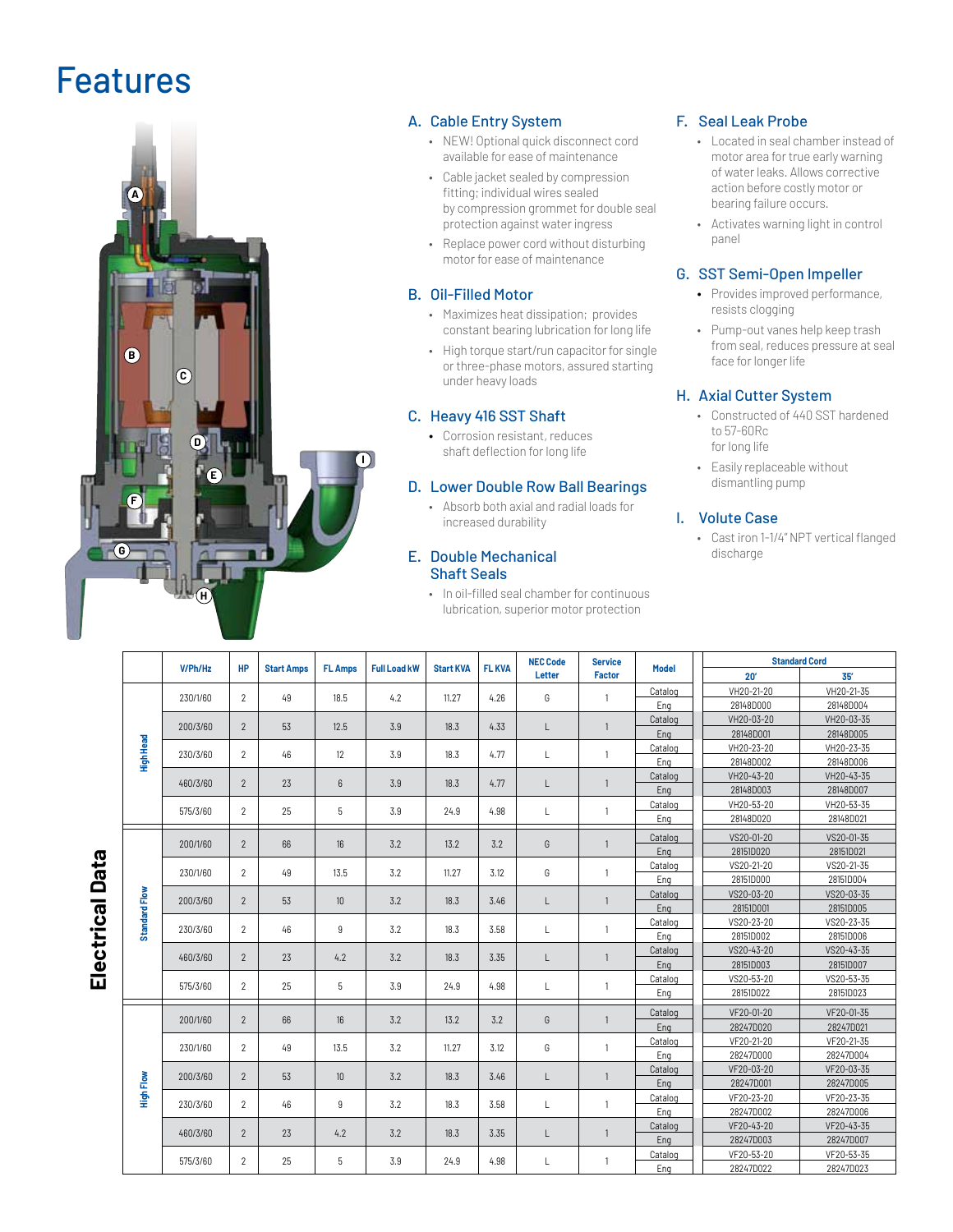# Features

## A. Cable Entry System

- NEW! Optional quick disconnect cord available for ease of maintenance
- Cable jacket sealed by compression fitting; individual wires sealed by compression grommet for double seal protection against water ingress
- Replace power cord without disturbing motor for ease of maintenance

## B. Oil-Filled Motor

- Maximizes heat dissipation; provides constant bearing lubrication for long life
- High torque start/run capacitor for single or three-phase motors, assured starting under heavy loads

## C. Heavy 416 SST Shaft

- Corrosion resistant, reduces shaft deflection for long life

## D. Lower Double Row Ball Bearings

- Absorb both axial and radial loads for increased durability

## E. Double Mechanical Shaft Seals

- In oil-filled seal chamber for continuous lubrication, superior motor protection

## F. Seal Leak Probe

- Located in seal chamber instead of motor area for true early warning of water leaks. Allows corrective action before costly motor or bearing failure occurs.
- Activates warning light in control panel

## G. SST Semi-Open Impeller

- Provides improved performance, resists clogging
- Pump-out vanes help keep trash from seal, reduces pressure at seal face for longer life

## H. Axial Cutter System

- Constructed of 440 SST hardened to 57-60Rc for long life
- Easily replaceable without dismantling pump

## I. Volute Case

- Cast iron 1-1/4" NPT vertical flanged discharge

# Electrical Data

| | V/Ph/Hz | HP | Start Amps | FL Amps | Full Load kW | Start KVA | FL KVA | NEC Code Letter | Service Factor | Model | Standard Cord 20' | Standard Cord 35' |
|---|---|---|---|---|---|---|---|---|---|---|---|---|
| High Head | 230/1/60 | 2 | 49 | 18.5 | 4.2 | 11.27 | 4.26 | G | 1 | Catalog | VH20-21-20 | VH20-21-35 |
| | | | | | | | | | | Eng | 28148D000 | 28148D004 |
| | 200/3/60 | 2 | 53 | 12.5 | 3.9 | 18.3 | 4.33 | L | 1 | Catalog | VH20-03-20 | VH20-03-35 |
| | | | | | | | | | | Eng | 28148D001 | 28148D005 |
| | 230/3/60 | 2 | 46 | 12 | 3.9 | 18.3 | 4.77 | L | 1 | Catalog | VH20-23-20 | VH20-23-35 |
| | | | | | | | | | | Eng | 28148D002 | 28148D006 |
| | 460/3/60 | 2 | 23 | 6 | 3.9 | 18.3 | 4.77 | L | 1 | Catalog | VH20-43-20 | VH20-43-35 |
| | | | | | | | | | | Eng | 28148D003 | 28148D007 |
| | 575/3/60 | 2 | 25 | 5 | 3.9 | 24.9 | 4.98 | L | 1 | Catalog | VH20-53-20 | VH20-53-35 |
| | | | | | | | | | | Eng | 28148D020 | 28148D021 |
| Standard Flow | 200/1/60 | 2 | 66 | 16 | 3.2 | 13.2 | 3.2 | G | 1 | Catalog | VS20-01-20 | VS20-01-35 |
| | | | | | | | | | | Eng | 28151D020 | 28151D021 |
| | 230/1/60 | 2 | 49 | 13.5 | 3.2 | 11.27 | 3.12 | G | 1 | Catalog | VS20-21-20 | VS20-21-35 |
| | | | | | | | | | | Eng | 28151D000 | 28151D004 |
| | 200/3/60 | 2 | 53 | 10 | 3.2 | 18.3 | 3.46 | L | 1 | Catalog | VS20-03-20 | VS20-03-35 |
| | | | | | | | | | | Eng | 28151D001 | 28151D005 |
| | 230/3/60 | 2 | 46 | 9 | 3.2 | 18.3 | 3.58 | L | 1 | Catalog | VS20-23-20 | VS20-23-35 |
| | | | | | | | | | | Eng | 28151D002 | 28151D006 |
| | 460/3/60 | 2 | 23 | 4.2 | 3.2 | 18.3 | 3.35 | L | 1 | Catalog | VS20-43-20 | VS20-43-35 |
| | | | | | | | | | | Eng | 28151D003 | 28151D007 |
| | 575/3/60 | 2 | 25 | 5 | 3.9 | 24.9 | 4.98 | L | 1 | Catalog | VS20-53-20 | VS20-53-35 |
| | | | | | | | | | | Eng | 28151D022 | 28151D023 |
| High Flow | 200/1/60 | 2 | 66 | 16 | 3.2 | 13.2 | 3.2 | G | 1 | Catalog | VF20-01-20 | VF20-01-35 |
| | | | | | | | | | | Eng | 28247D020 | 28247D021 |
| | 230/1/60 | 2 | 49 | 13.5 | 3.2 | 11.27 | 3.12 | G | 1 | Catalog | VF20-21-20 | VF20-21-35 |
| | | | | | | | | | | Eng | 28247D000 | 28247D004 |
| | 200/3/60 | 2 | 53 | 10 | 3.2 | 18.3 | 3.46 | L | 1 | Catalog | VF20-03-20 | VF20-03-35 |
| | | | | | | | | | | Eng | 28247D001 | 28247D005 |
| | 230/3/60 | 2 | 46 | 9 | 3.2 | 18.3 | 3.58 | L | 1 | Catalog | VF20-23-20 | VF20-23-35 |
| | | | | | | | | | | Eng | 28247D002 | 28247D006 |
| | 460/3/60 | 2 | 23 | 4.2 | 3.2 | 18.3 | 3.35 | L | 1 | Catalog | VF20-43-20 | VF20-43-35 |
| | | | | | | | | | | Eng | 28247D003 | 28247D007 |
| | 575/3/60 | 2 | 25 | 5 | 3.9 | 24.9 | 4.98 | L | 1 | Catalog | VF20-53-20 | VF20-53-35 |
| | | | | | | | | | | Eng | 28247D022 | 28247D023 |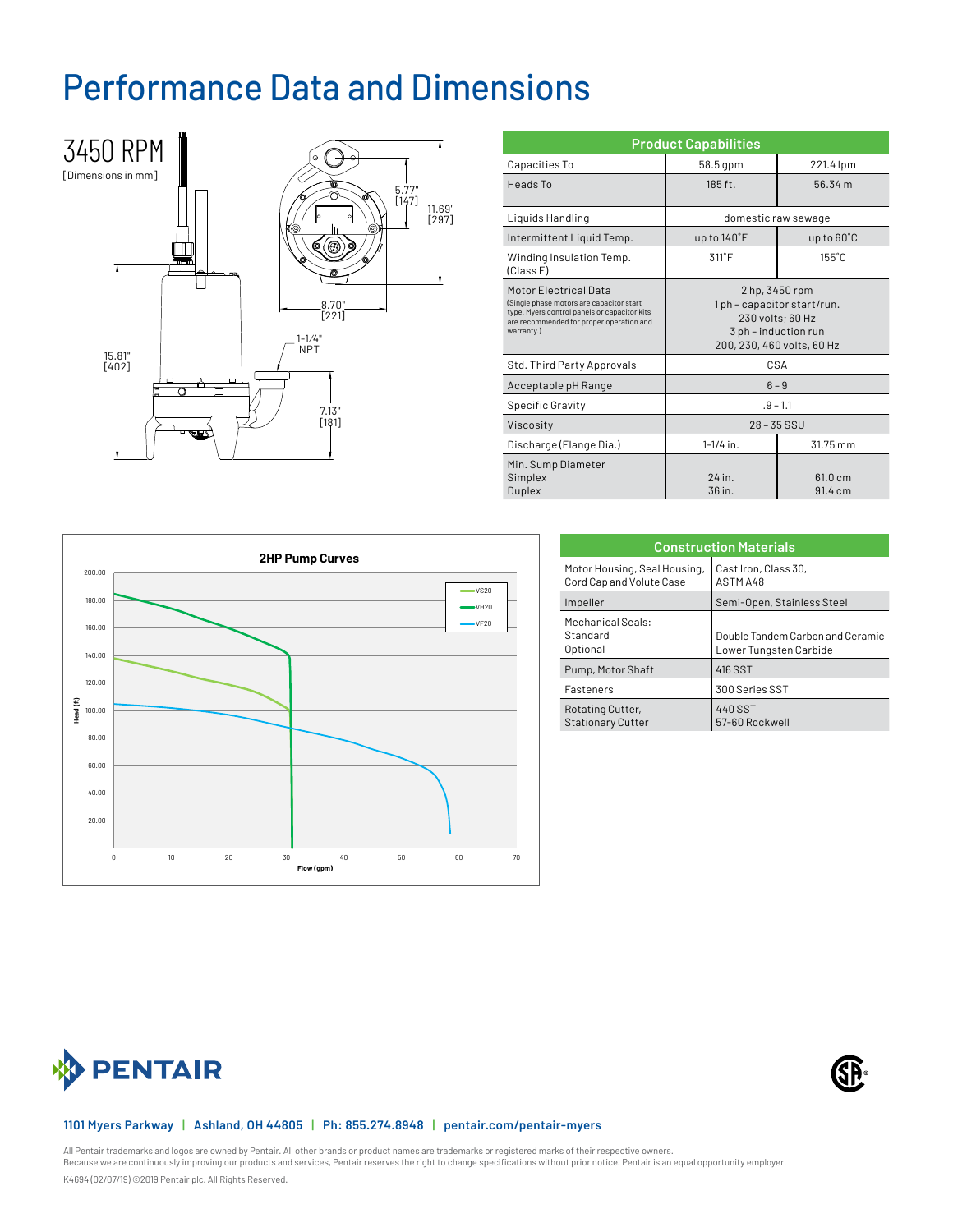# Performance Data and Dimensions

3450 RPM

[Dimensions in mm]

5.77"
[147]

11.69"
[297]

8.70"
[221]

1-1/4"
NPT

15.81"
[402]

7.13"
[181]

| Product Capabilities | | |
|---|---|---|
| Capacities To | 58.5 gpm | 221.4 lpm |
| Heads To | 185 ft. | 56.34 m |
| Liquids Handling | domestic raw sewage | |
| Intermittent Liquid Temp. | up to 140°F | up to 60°C |
| Winding Insulation Temp. (Class F) | 311°F | 155°C |
| Motor Electrical Data (Single phase motors are capacitor start type. Myers control panels or capacitor kits are recommended for proper operation and warranty.) | 2 hp, 3450 rpm<br>1 ph – capacitor start/run.<br>230 volts; 60 Hz<br>3 ph – induction run<br>200, 230, 460 volts, 60 Hz | |
| Std. Third Party Approvals | CSA | |
| Acceptable pH Range | 6 – 9 | |
| Specific Gravity | .9 – 1.1 | |
| Viscosity | 28 – 35 SSU | |
| Discharge (Flange Dia.) | 1-1/4 in. | 31.75 mm |
| Min. Sump Diameter<br>Simplex<br>Duplex | <br>24 in.<br>36 in. | <br>61.0 cm<br>91.4 cm |

2HP Pump Curves

VS20
VH20
VF20

Head (ft)
200.00
180.00
160.00
140.00
120.00
100.00
80.00
60.00
40.00
20.00
-

0 10 20 30 40 50 60 70
Flow (gpm)

| Construction Materials | |
|---|---|
| Motor Housing, Seal Housing, Cord Cap and Volute Case | Cast Iron, Class 30, ASTM A48 |
| Impeller | Semi-Open, Stainless Steel |
| Mechanical Seals:<br>Standard<br>Optional | <br>Double Tandem Carbon and Ceramic<br>Lower Tungsten Carbide |
| Pump, Motor Shaft | 416 SST |
| Fasteners | 300 Series SST |
| Rotating Cutter,<br>Stationary Cutter | 440 SST<br>57-60 Rockwell |

PENTAIR

**1101 Myers Parkway | Ashland, OH 44805 | Ph: 855.274.8948 | pentair.com/pentair-myers**

All Pentair trademarks and logos are owned by Pentair. All other brands or product names are trademarks or registered marks of their respective owners.
Because we are continuously improving our products and services, Pentair reserves the right to change specifications without prior notice. Pentair is an equal opportunity employer.

K4694 (02/07/19) ©2019 Pentair plc. All Rights Reserved.